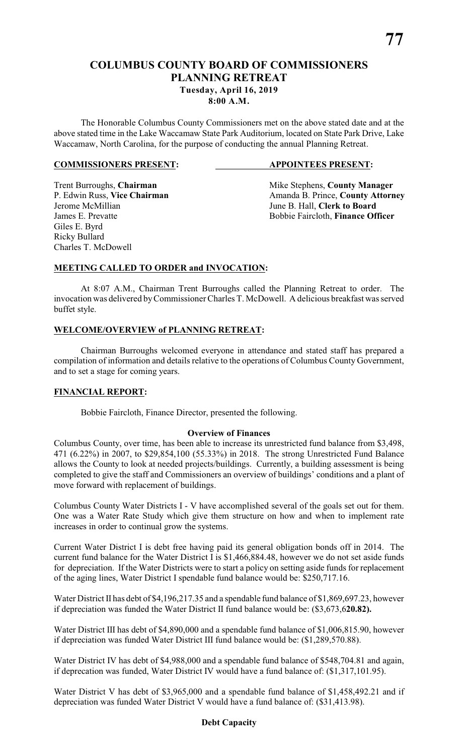# COLUMBUS COUNTY BOARD OF COMMISSIONERS
## PLANNING RETREAT
### Tuesday, April 16, 2019
### 8:00 A.M.

The Honorable Columbus County Commissioners met on the above stated date and at the above stated time in the Lake Waccamaw State Park Auditorium, located on State Park Drive, Lake Waccamaw, North Carolina, for the purpose of conducting the annual Planning Retreat.

| **COMMISSIONERS PRESENT:** | **APPOINTEES PRESENT:** |
|---|---|
| Trent Burroughs, **Chairman** | Mike Stephens, **County Manager** |
| P. Edwin Russ, **Vice Chairman** | Amanda B. Prince, **County Attorney** |
| Jerome McMillian | June B. Hall, **Clerk to Board** |
| James E. Prevatte | Bobbie Faircloth, **Finance Officer** |
| Giles E. Byrd | |
| Ricky Bullard | |
| Charles T. McDowell | |

**MEETING CALLED TO ORDER and INVOCATION:**

At 8:07 A.M., Chairman Trent Burroughs called the Planning Retreat to order. The invocation was delivered by Commissioner Charles T. McDowell. A delicious breakfast was served buffet style.

**WELCOME/OVERVIEW of PLANNING RETREAT:**

Chairman Burroughs welcomed everyone in attendance and stated staff has prepared a compilation of information and details relative to the operations of Columbus County Government, and to set a stage for coming years.

**FINANCIAL REPORT:**

Bobbie Faircloth, Finance Director, presented the following.

**Overview of Finances**

Columbus County, over time, has been able to increase its unrestricted fund balance from $3,498, 471 (6.22%) in 2007, to $29,854,100 (55.33%) in 2018. The strong Unrestricted Fund Balance allows the County to look at needed projects/buildings. Currently, a building assessment is being completed to give the staff and Commissioners an overview of buildings' conditions and a plant of move forward with replacement of buildings.

Columbus County Water Districts I - V have accomplished several of the goals set out for them. One was a Water Rate Study which give them structure on how and when to implement rate increases in order to continual grow the systems.

Current Water District I is debt free having paid its general obligation bonds off in 2014. The current fund balance for the Water District I is $1,466,884.48, however we do not set aside funds for depreciation. If the Water Districts were to start a policy on setting aside funds for replacement of the aging lines, Water District I spendable fund balance would be: $250,717.16.

Water District II has debt of $4,196,217.35 and a spendable fund balance of $1,869,697.23, however if depreciation was funded the Water District II fund balance would be: ($3,673,6**20.82).**

Water District III has debt of $4,890,000 and a spendable fund balance of $1,006,815.90, however if depreciation was funded Water District III fund balance would be: ($1,289,570.88).

Water District IV has debt of $4,988,000 and a spendable fund balance of $548,704.81 and again, if deprecation was funded, Water District IV would have a fund balance of: ($1,317,101.95).

Water District V has debt of $3,965,000 and a spendable fund balance of $1,458,492.21 and if depreciation was funded Water District V would have a fund balance of: ($31,413.98).

**Debt Capacity**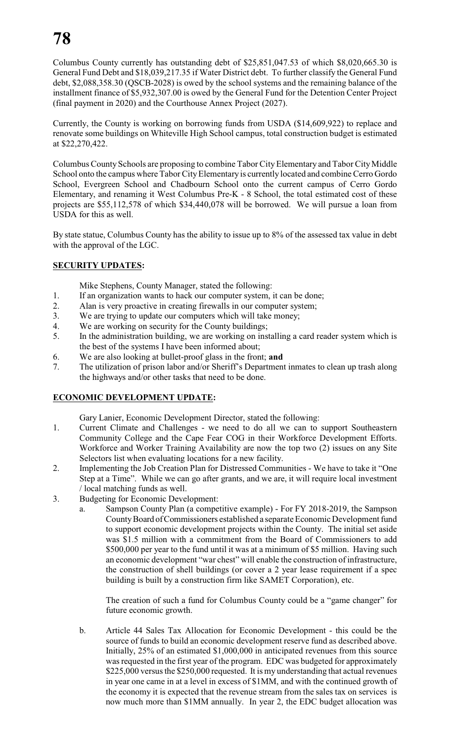Columbus County currently has outstanding debt of $25,851,047.53 of which $8,020,665.30 is General Fund Debt and $18,039,217.35 if Water District debt. To further classify the General Fund debt, $2,088,358.30 (QSCB-2028) is owed by the school systems and the remaining balance of the installment finance of $5,932,307.00 is owed by the General Fund for the Detention Center Project (final payment in 2020) and the Courthouse Annex Project (2027).

Currently, the County is working on borrowing funds from USDA ($14,609,922) to replace and renovate some buildings on Whiteville High School campus, total construction budget is estimated at $22,270,422.

Columbus County Schools are proposing to combine Tabor City Elementary and Tabor City Middle School onto the campus where Tabor City Elementary is currently located and combine Cerro Gordo School, Evergreen School and Chadbourn School onto the current campus of Cerro Gordo Elementary, and renaming it West Columbus Pre-K - 8 School, the total estimated cost of these projects are $55,112,578 of which $34,440,078 will be borrowed. We will pursue a loan from USDA for this as well.

By state statue, Columbus County has the ability to issue up to 8% of the assessed tax value in debt with the approval of the LGC.

**SECURITY UPDATES:**

Mike Stephens, County Manager, stated the following:

1. If an organization wants to hack our computer system, it can be done;
2. Alan is very proactive in creating firewalls in our computer system;
3. We are trying to update our computers which will take money;
4. We are working on security for the County buildings;
5. In the administration building, we are working on installing a card reader system which is the best of the systems I have been informed about;
6. We are also looking at bullet-proof glass in the front; **and**
7. The utilization of prison labor and/or Sheriff's Department inmates to clean up trash along the highways and/or other tasks that need to be done.

**ECONOMIC DEVELOPMENT UPDATE:**

Gary Lanier, Economic Development Director, stated the following:

1. Current Climate and Challenges - we need to do all we can to support Southeastern Community College and the Cape Fear COG in their Workforce Development Efforts. Workforce and Worker Training Availability are now the top two (2) issues on any Site Selectors list when evaluating locations for a new facility.
2. Implementing the Job Creation Plan for Distressed Communities - We have to take it "One Step at a Time". While we can go after grants, and we are, it will require local investment / local matching funds as well.
3. Budgeting for Economic Development:
   a. Sampson County Plan (a competitive example) - For FY 2018-2019, the Sampson County Board of Commissioners established a separate Economic Development fund to support economic development projects within the County. The initial set aside was $1.5 million with a commitment from the Board of Commissioners to add $500,000 per year to the fund until it was at a minimum of $5 million. Having such an economic development "war chest" will enable the construction of infrastructure, the construction of shell buildings (or cover a 2 year lease requirement if a spec building is built by a construction firm like SAMET Corporation), etc.

      The creation of such a fund for Columbus County could be a "game changer" for future economic growth.

   b. Article 44 Sales Tax Allocation for Economic Development - this could be the source of funds to build an economic development reserve fund as described above. Initially, 25% of an estimated $1,000,000 in anticipated revenues from this source was requested in the first year of the program. EDC was budgeted for approximately $225,000 versus the $250,000 requested. It is my understanding that actual revenues in year one came in at a level in excess of $1MM, and with the continued growth of the economy it is expected that the revenue stream from the sales tax on services is now much more than $1MM annually. In year 2, the EDC budget allocation was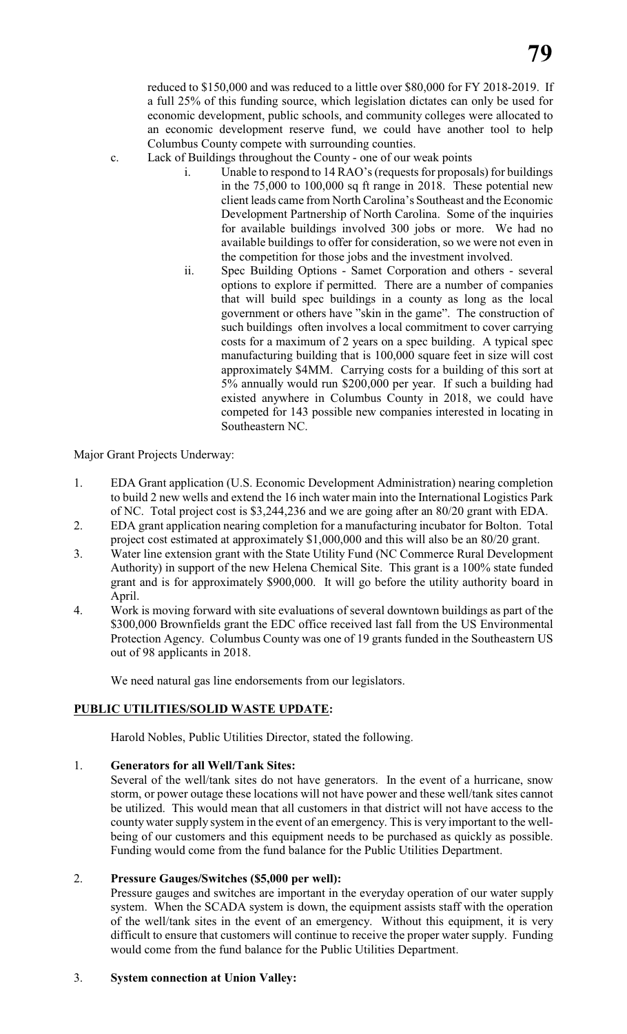reduced to $150,000 and was reduced to a little over $80,000 for FY 2018-2019. If a full 25% of this funding source, which legislation dictates can only be used for economic development, public schools, and community colleges were allocated to an economic development reserve fund, we could have another tool to help Columbus County compete with surrounding counties.

c. Lack of Buildings throughout the County - one of our weak points

   i. Unable to respond to 14 RAO's (requests for proposals) for buildings in the 75,000 to 100,000 sq ft range in 2018. These potential new client leads came from North Carolina's Southeast and the Economic Development Partnership of North Carolina. Some of the inquiries for available buildings involved 300 jobs or more. We had no available buildings to offer for consideration, so we were not even in the competition for those jobs and the investment involved.

   ii. Spec Building Options - Samet Corporation and others - several options to explore if permitted. There are a number of companies that will build spec buildings in a county as long as the local government or others have "skin in the game". The construction of such buildings often involves a local commitment to cover carrying costs for a maximum of 2 years on a spec building. A typical spec manufacturing building that is 100,000 square feet in size will cost approximately $4MM. Carrying costs for a building of this sort at 5% annually would run $200,000 per year. If such a building had existed anywhere in Columbus County in 2018, we could have competed for 143 possible new companies interested in locating in Southeastern NC.

Major Grant Projects Underway:

1. EDA Grant application (U.S. Economic Development Administration) nearing completion to build 2 new wells and extend the 16 inch water main into the International Logistics Park of NC. Total project cost is $3,244,236 and we are going after an 80/20 grant with EDA.
2. EDA grant application nearing completion for a manufacturing incubator for Bolton. Total project cost estimated at approximately $1,000,000 and this will also be an 80/20 grant.
3. Water line extension grant with the State Utility Fund (NC Commerce Rural Development Authority) in support of the new Helena Chemical Site. This grant is a 100% state funded grant and is for approximately $900,000. It will go before the utility authority board in April.
4. Work is moving forward with site evaluations of several downtown buildings as part of the $300,000 Brownfields grant the EDC office received last fall from the US Environmental Protection Agency. Columbus County was one of 19 grants funded in the Southeastern US out of 98 applicants in 2018.

We need natural gas line endorsements from our legislators.

**PUBLIC UTILITIES/SOLID WASTE UPDATE:**

Harold Nobles, Public Utilities Director, stated the following.

1. **Generators for all Well/Tank Sites:**
   Several of the well/tank sites do not have generators. In the event of a hurricane, snow storm, or power outage these locations will not have power and these well/tank sites cannot be utilized. This would mean that all customers in that district will not have access to the county water supply system in the event of an emergency. This is very important to the well-being of our customers and this equipment needs to be purchased as quickly as possible. Funding would come from the fund balance for the Public Utilities Department.

2. **Pressure Gauges/Switches ($5,000 per well):**
   Pressure gauges and switches are important in the everyday operation of our water supply system. When the SCADA system is down, the equipment assists staff with the operation of the well/tank sites in the event of an emergency. Without this equipment, it is very difficult to ensure that customers will continue to receive the proper water supply. Funding would come from the fund balance for the Public Utilities Department.

3. **System connection at Union Valley:**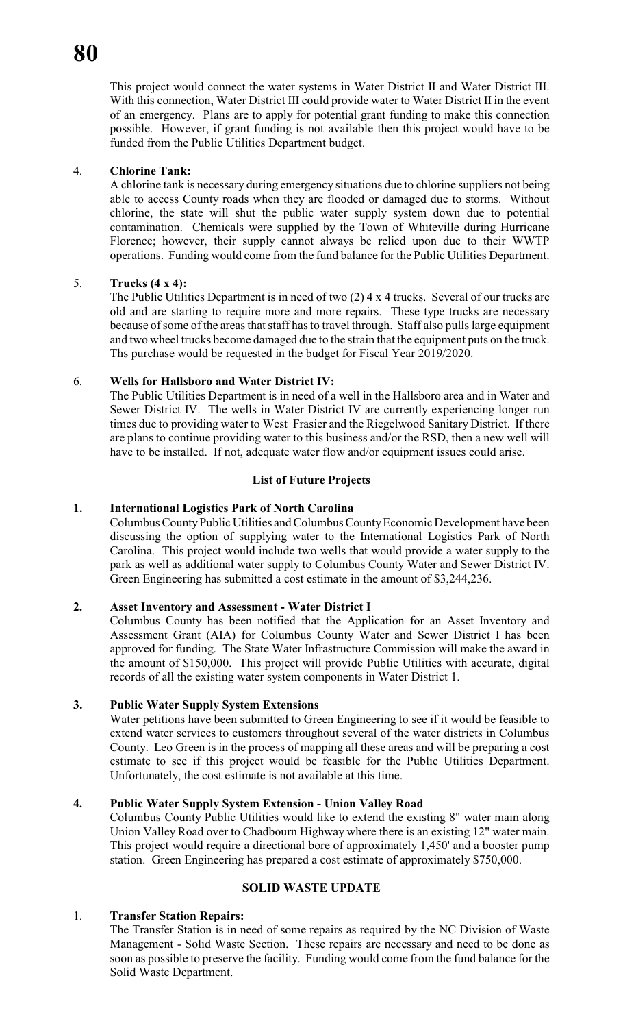This project would connect the water systems in Water District II and Water District III. With this connection, Water District III could provide water to Water District II in the event of an emergency. Plans are to apply for potential grant funding to make this connection possible. However, if grant funding is not available then this project would have to be funded from the Public Utilities Department budget.

4. **Chlorine Tank:**
   A chlorine tank is necessary during emergency situations due to chlorine suppliers not being able to access County roads when they are flooded or damaged due to storms. Without chlorine, the state will shut the public water supply system down due to potential contamination. Chemicals were supplied by the Town of Whiteville during Hurricane Florence; however, their supply cannot always be relied upon due to their WWTP operations. Funding would come from the fund balance for the Public Utilities Department.

5. **Trucks (4 x 4):**
   The Public Utilities Department is in need of two (2) 4 x 4 trucks. Several of our trucks are old and are starting to require more and more repairs. These type trucks are necessary because of some of the areas that staff has to travel through. Staff also pulls large equipment and two wheel trucks become damaged due to the strain that the equipment puts on the truck. Ths purchase would be requested in the budget for Fiscal Year 2019/2020.

6. **Wells for Hallsboro and Water District IV:**
   The Public Utilities Department is in need of a well in the Hallsboro area and in Water and Sewer District IV. The wells in Water District IV are currently experiencing longer run times due to providing water to West Frasier and the Riegelwood Sanitary District. If there are plans to continue providing water to this business and/or the RSD, then a new well will have to be installed. If not, adequate water flow and/or equipment issues could arise.

**List of Future Projects**

**1. International Logistics Park of North Carolina**
Columbus County Public Utilities and Columbus County Economic Development have been discussing the option of supplying water to the International Logistics Park of North Carolina. This project would include two wells that would provide a water supply to the park as well as additional water supply to Columbus County Water and Sewer District IV. Green Engineering has submitted a cost estimate in the amount of $3,244,236.

**2. Asset Inventory and Assessment - Water District I**
Columbus County has been notified that the Application for an Asset Inventory and Assessment Grant (AIA) for Columbus County Water and Sewer District I has been approved for funding. The State Water Infrastructure Commission will make the award in the amount of $150,000. This project will provide Public Utilities with accurate, digital records of all the existing water system components in Water District 1.

**3. Public Water Supply System Extensions**
Water petitions have been submitted to Green Engineering to see if it would be feasible to extend water services to customers throughout several of the water districts in Columbus County. Leo Green is in the process of mapping all these areas and will be preparing a cost estimate to see if this project would be feasible for the Public Utilities Department. Unfortunately, the cost estimate is not available at this time.

**4. Public Water Supply System Extension - Union Valley Road**
Columbus County Public Utilities would like to extend the existing 8" water main along Union Valley Road over to Chadbourn Highway where there is an existing 12" water main. This project would require a directional bore of approximately 1,450' and a booster pump station. Green Engineering has prepared a cost estimate of approximately $750,000.

**SOLID WASTE UPDATE**

1. **Transfer Station Repairs:**
   The Transfer Station is in need of some repairs as required by the NC Division of Waste Management - Solid Waste Section. These repairs are necessary and need to be done as soon as possible to preserve the facility. Funding would come from the fund balance for the Solid Waste Department.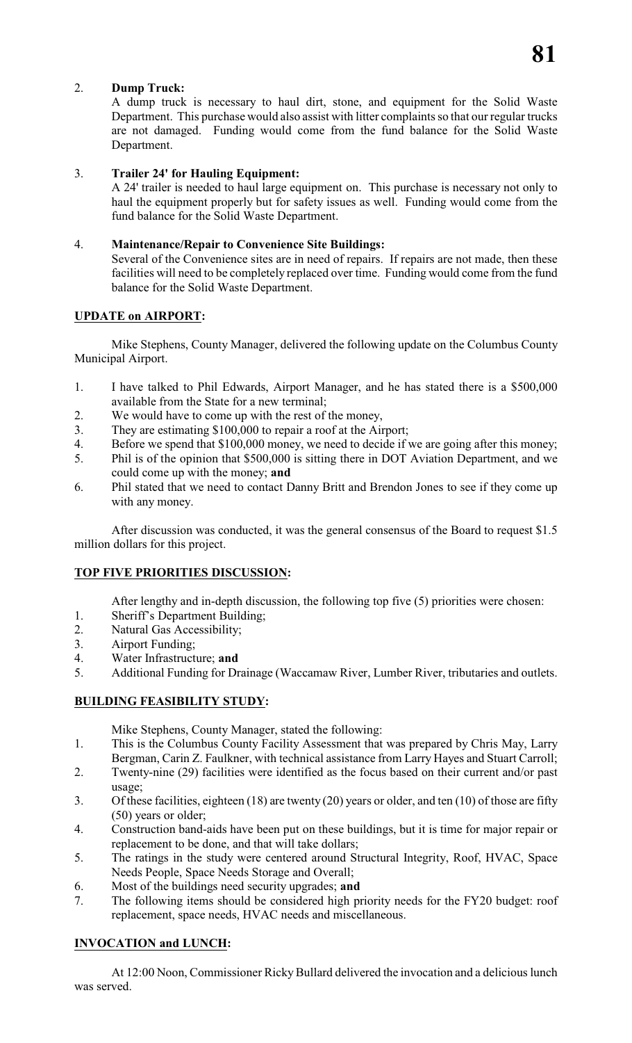2. **Dump Truck:**
   A dump truck is necessary to haul dirt, stone, and equipment for the Solid Waste Department. This purchase would also assist with litter complaints so that our regular trucks are not damaged. Funding would come from the fund balance for the Solid Waste Department.

3. **Trailer 24' for Hauling Equipment:**
   A 24' trailer is needed to haul large equipment on. This purchase is necessary not only to haul the equipment properly but for safety issues as well. Funding would come from the fund balance for the Solid Waste Department.

4. **Maintenance/Repair to Convenience Site Buildings:**
   Several of the Convenience sites are in need of repairs. If repairs are not made, then these facilities will need to be completely replaced over time. Funding would come from the fund balance for the Solid Waste Department.

**UPDATE on AIRPORT:**

Mike Stephens, County Manager, delivered the following update on the Columbus County Municipal Airport.

1. I have talked to Phil Edwards, Airport Manager, and he has stated there is a $500,000 available from the State for a new terminal;
2. We would have to come up with the rest of the money,
3. They are estimating $100,000 to repair a roof at the Airport;
4. Before we spend that $100,000 money, we need to decide if we are going after this money;
5. Phil is of the opinion that $500,000 is sitting there in DOT Aviation Department, and we could come up with the money; **and**
6. Phil stated that we need to contact Danny Britt and Brendon Jones to see if they come up with any money.

After discussion was conducted, it was the general consensus of the Board to request $1.5 million dollars for this project.

**TOP FIVE PRIORITIES DISCUSSION:**

After lengthy and in-depth discussion, the following top five (5) priorities were chosen:

1. Sheriff's Department Building;
2. Natural Gas Accessibility;
3. Airport Funding;
4. Water Infrastructure; **and**
5. Additional Funding for Drainage (Waccamaw River, Lumber River, tributaries and outlets.

**BUILDING FEASIBILITY STUDY:**

Mike Stephens, County Manager, stated the following:

1. This is the Columbus County Facility Assessment that was prepared by Chris May, Larry Bergman, Carin Z. Faulkner, with technical assistance from Larry Hayes and Stuart Carroll;
2. Twenty-nine (29) facilities were identified as the focus based on their current and/or past usage;
3. Of these facilities, eighteen (18) are twenty (20) years or older, and ten (10) of those are fifty (50) years or older;
4. Construction band-aids have been put on these buildings, but it is time for major repair or replacement to be done, and that will take dollars;
5. The ratings in the study were centered around Structural Integrity, Roof, HVAC, Space Needs People, Space Needs Storage and Overall;
6. Most of the buildings need security upgrades; **and**
7. The following items should be considered high priority needs for the FY20 budget: roof replacement, space needs, HVAC needs and miscellaneous.

**INVOCATION and LUNCH:**

At 12:00 Noon, Commissioner Ricky Bullard delivered the invocation and a delicious lunch was served.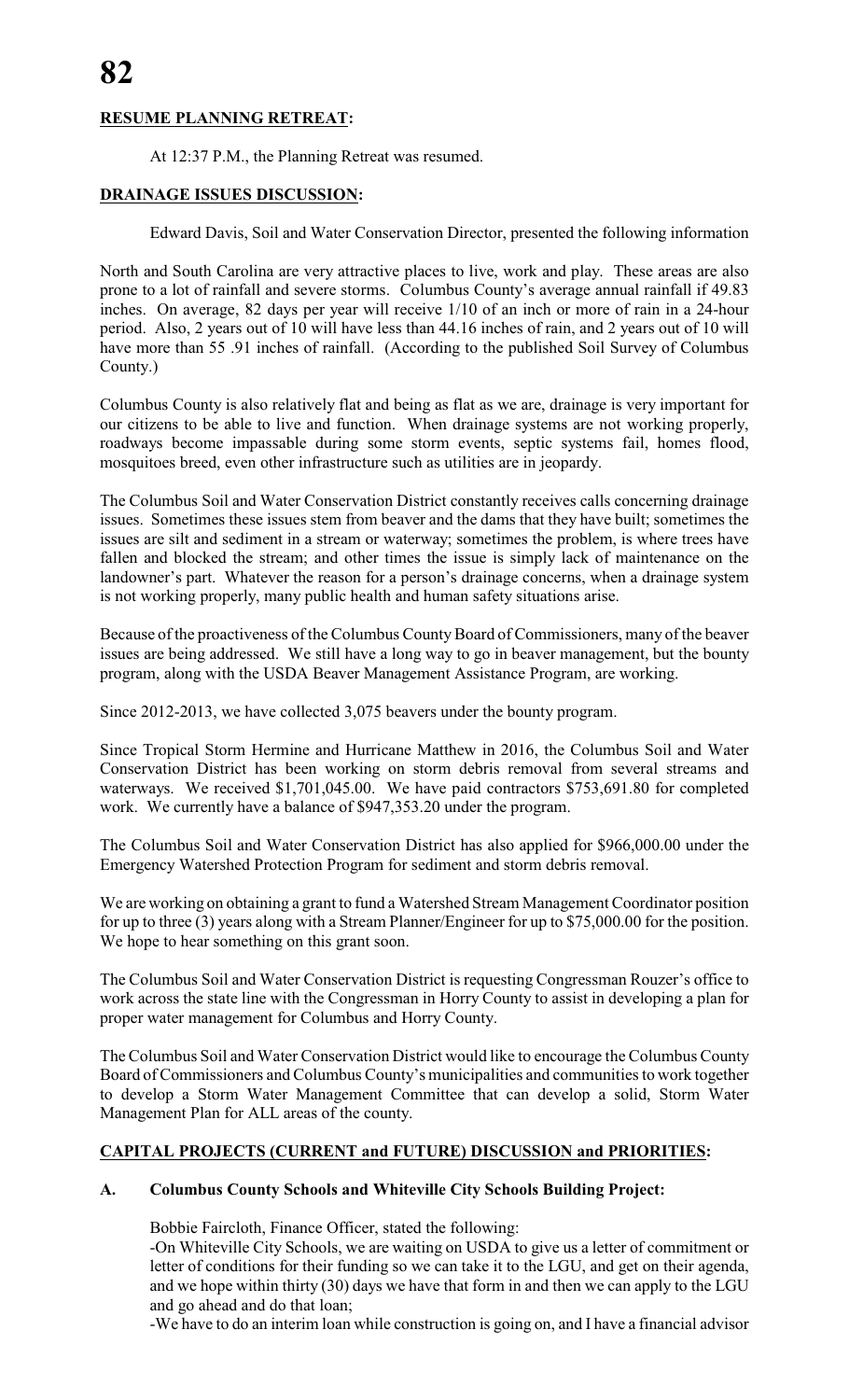## **RESUME PLANNING RETREAT:**

At 12:37 P.M., the Planning Retreat was resumed.

## **DRAINAGE ISSUES DISCUSSION:**

Edward Davis, Soil and Water Conservation Director, presented the following information

North and South Carolina are very attractive places to live, work and play. These areas are also prone to a lot of rainfall and severe storms. Columbus County's average annual rainfall if 49.83 inches. On average, 82 days per year will receive 1/10 of an inch or more of rain in a 24-hour period. Also, 2 years out of 10 will have less than 44.16 inches of rain, and 2 years out of 10 will have more than 55 .91 inches of rainfall. (According to the published Soil Survey of Columbus County.)

Columbus County is also relatively flat and being as flat as we are, drainage is very important for our citizens to be able to live and function. When drainage systems are not working properly, roadways become impassable during some storm events, septic systems fail, homes flood, mosquitoes breed, even other infrastructure such as utilities are in jeopardy.

The Columbus Soil and Water Conservation District constantly receives calls concerning drainage issues. Sometimes these issues stem from beaver and the dams that they have built; sometimes the issues are silt and sediment in a stream or waterway; sometimes the problem, is where trees have fallen and blocked the stream; and other times the issue is simply lack of maintenance on the landowner's part. Whatever the reason for a person's drainage concerns, when a drainage system is not working properly, many public health and human safety situations arise.

Because of the proactiveness of the Columbus County Board of Commissioners, many of the beaver issues are being addressed. We still have a long way to go in beaver management, but the bounty program, along with the USDA Beaver Management Assistance Program, are working.

Since 2012-2013, we have collected 3,075 beavers under the bounty program.

Since Tropical Storm Hermine and Hurricane Matthew in 2016, the Columbus Soil and Water Conservation District has been working on storm debris removal from several streams and waterways. We received $1,701,045.00. We have paid contractors $753,691.80 for completed work. We currently have a balance of $947,353.20 under the program.

The Columbus Soil and Water Conservation District has also applied for $966,000.00 under the Emergency Watershed Protection Program for sediment and storm debris removal.

We are working on obtaining a grant to fund a Watershed Stream Management Coordinator position for up to three (3) years along with a Stream Planner/Engineer for up to $75,000.00 for the position. We hope to hear something on this grant soon.

The Columbus Soil and Water Conservation District is requesting Congressman Rouzer's office to work across the state line with the Congressman in Horry County to assist in developing a plan for proper water management for Columbus and Horry County.

The Columbus Soil and Water Conservation District would like to encourage the Columbus County Board of Commissioners and Columbus County's municipalities and communities to work together to develop a Storm Water Management Committee that can develop a solid, Storm Water Management Plan for ALL areas of the county.

## **CAPITAL PROJECTS (CURRENT and FUTURE) DISCUSSION and PRIORITIES:**

### **A. Columbus County Schools and Whiteville City Schools Building Project:**

Bobbie Faircloth, Finance Officer, stated the following:

-On Whiteville City Schools, we are waiting on USDA to give us a letter of commitment or letter of conditions for their funding so we can take it to the LGU, and get on their agenda, and we hope within thirty (30) days we have that form in and then we can apply to the LGU and go ahead and do that loan;

-We have to do an interim loan while construction is going on, and I have a financial advisor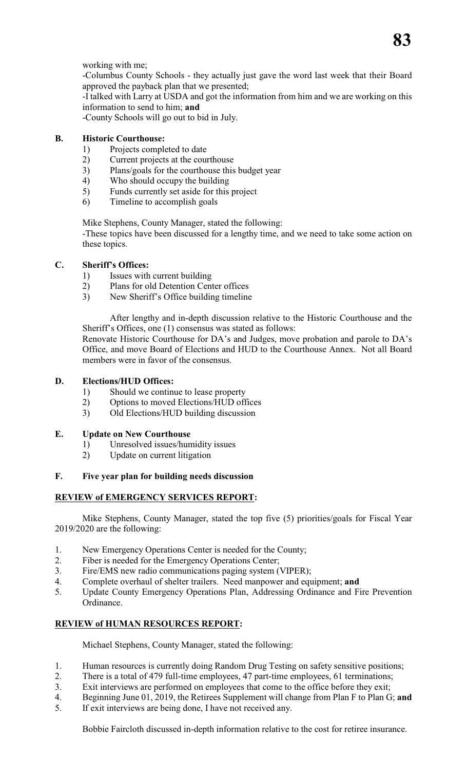working with me;

-Columbus County Schools - they actually just gave the word last week that their Board approved the payback plan that we presented;

-I talked with Larry at USDA and got the information from him and we are working on this information to send to him; **and**

-County Schools will go out to bid in July.

**B. Historic Courthouse:**

1) Projects completed to date
2) Current projects at the courthouse
3) Plans/goals for the courthouse this budget year
4) Who should occupy the building
5) Funds currently set aside for this project
6) Timeline to accomplish goals

Mike Stephens, County Manager, stated the following:

-These topics have been discussed for a lengthy time, and we need to take some action on these topics.

**C. Sheriff's Offices:**

1) Issues with current building
2) Plans for old Detention Center offices
3) New Sheriff's Office building timeline

After lengthy and in-depth discussion relative to the Historic Courthouse and the Sheriff's Offices, one (1) consensus was stated as follows:

Renovate Historic Courthouse for DA's and Judges, move probation and parole to DA's Office, and move Board of Elections and HUD to the Courthouse Annex. Not all Board members were in favor of the consensus.

**D. Elections/HUD Offices:**

1) Should we continue to lease property
2) Options to moved Elections/HUD offices
3) Old Elections/HUD building discussion

**E. Update on New Courthouse**

1) Unresolved issues/humidity issues
2) Update on current litigation

**F. Five year plan for building needs discussion**

**REVIEW of EMERGENCY SERVICES REPORT:**

Mike Stephens, County Manager, stated the top five (5) priorities/goals for Fiscal Year 2019/2020 are the following:

1. New Emergency Operations Center is needed for the County;
2. Fiber is needed for the Emergency Operations Center;
3. Fire/EMS new radio communications paging system (VIPER);
4. Complete overhaul of shelter trailers. Need manpower and equipment; **and**
5. Update County Emergency Operations Plan, Addressing Ordinance and Fire Prevention Ordinance.

**REVIEW of HUMAN RESOURCES REPORT:**

Michael Stephens, County Manager, stated the following:

1. Human resources is currently doing Random Drug Testing on safety sensitive positions;
2. There is a total of 479 full-time employees, 47 part-time employees, 61 terminations;
3. Exit interviews are performed on employees that come to the office before they exit;
4. Beginning June 01, 2019, the Retirees Supplement will change from Plan F to Plan G; **and**
5. If exit interviews are being done, I have not received any.

Bobbie Faircloth discussed in-depth information relative to the cost for retiree insurance.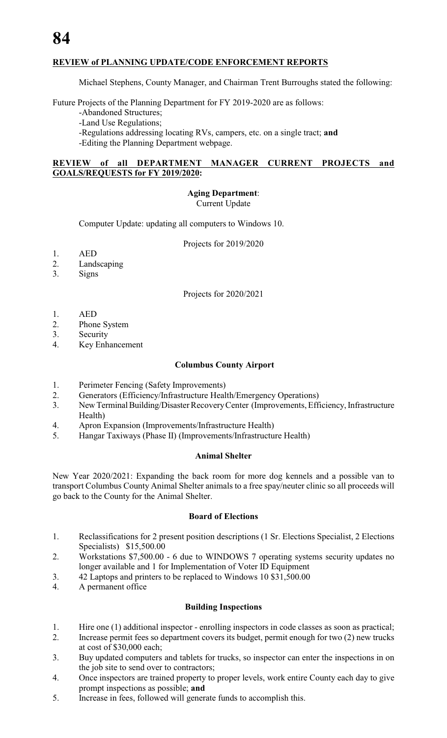## REVIEW of PLANNING UPDATE/CODE ENFORCEMENT REPORTS

Michael Stephens, County Manager, and Chairman Trent Burroughs stated the following:

Future Projects of the Planning Department for FY 2019-2020 are as follows:

- -Abandoned Structures;
- -Land Use Regulations;
- -Regulations addressing locating RVs, campers, etc. on a single tract; **and**
- -Editing the Planning Department webpage.

## REVIEW of all DEPARTMENT MANAGER CURRENT PROJECTS and GOALS/REQUESTS for FY 2019/2020:

### Aging Department:

Current Update

Computer Update: updating all computers to Windows 10.

Projects for 2019/2020

1. AED
2. Landscaping
3. Signs

Projects for 2020/2021

1. AED
2. Phone System
3. Security
4. Key Enhancement

### Columbus County Airport

1. Perimeter Fencing (Safety Improvements)
2. Generators (Efficiency/Infrastructure Health/Emergency Operations)
3. New Terminal Building/Disaster Recovery Center (Improvements, Efficiency, Infrastructure Health)
4. Apron Expansion (Improvements/Infrastructure Health)
5. Hangar Taxiways (Phase II) (Improvements/Infrastructure Health)

### Animal Shelter

New Year 2020/2021: Expanding the back room for more dog kennels and a possible van to transport Columbus County Animal Shelter animals to a free spay/neuter clinic so all proceeds will go back to the County for the Animal Shelter.

### Board of Elections

1. Reclassifications for 2 present position descriptions (1 Sr. Elections Specialist, 2 Elections Specialists) $15,500.00
2. Workstations $7,500.00 - 6 due to WINDOWS 7 operating systems security updates no longer available and 1 for Implementation of Voter ID Equipment
3. 42 Laptops and printers to be replaced to Windows 10 $31,500.00
4. A permanent office

### Building Inspections

1. Hire one (1) additional inspector - enrolling inspectors in code classes as soon as practical;
2. Increase permit fees so department covers its budget, permit enough for two (2) new trucks at cost of $30,000 each;
3. Buy updated computers and tablets for trucks, so inspector can enter the inspections in on the job site to send over to contractors;
4. Once inspectors are trained property to proper levels, work entire County each day to give prompt inspections as possible; **and**
5. Increase in fees, followed will generate funds to accomplish this.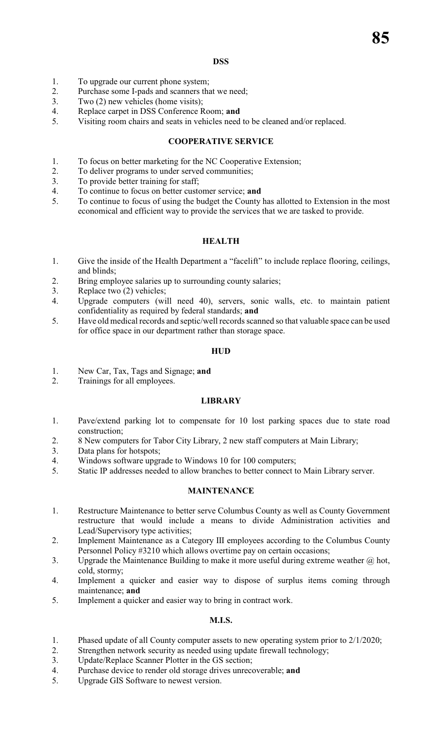## DSS

1. To upgrade our current phone system;
2. Purchase some I-pads and scanners that we need;
3. Two (2) new vehicles (home visits);
4. Replace carpet in DSS Conference Room; **and**
5. Visiting room chairs and seats in vehicles need to be cleaned and/or replaced.

## COOPERATIVE SERVICE

1. To focus on better marketing for the NC Cooperative Extension;
2. To deliver programs to under served communities;
3. To provide better training for staff;
4. To continue to focus on better customer service; **and**
5. To continue to focus of using the budget the County has allotted to Extension in the most economical and efficient way to provide the services that we are tasked to provide.

## HEALTH

1. Give the inside of the Health Department a "facelift" to include replace flooring, ceilings, and blinds;
2. Bring employee salaries up to surrounding county salaries;
3. Replace two (2) vehicles;
4. Upgrade computers (will need 40), servers, sonic walls, etc. to maintain patient confidentiality as required by federal standards; **and**
5. Have old medical records and septic/well records scanned so that valuable space can be used for office space in our department rather than storage space.

## HUD

1. New Car, Tax, Tags and Signage; **and**
2. Trainings for all employees.

## LIBRARY

1. Pave/extend parking lot to compensate for 10 lost parking spaces due to state road construction;
2. 8 New computers for Tabor City Library, 2 new staff computers at Main Library;
3. Data plans for hotspots;
4. Windows software upgrade to Windows 10 for 100 computers;
5. Static IP addresses needed to allow branches to better connect to Main Library server.

## MAINTENANCE

1. Restructure Maintenance to better serve Columbus County as well as County Government restructure that would include a means to divide Administration activities and Lead/Supervisory type activities;
2. Implement Maintenance as a Category III employees according to the Columbus County Personnel Policy #3210 which allows overtime pay on certain occasions;
3. Upgrade the Maintenance Building to make it more useful during extreme weather @ hot, cold, stormy;
4. Implement a quicker and easier way to dispose of surplus items coming through maintenance; **and**
5. Implement a quicker and easier way to bring in contract work.

## M.I.S.

1. Phased update of all County computer assets to new operating system prior to 2/1/2020;
2. Strengthen network security as needed using update firewall technology;
3. Update/Replace Scanner Plotter in the GS section;
4. Purchase device to render old storage drives unrecoverable; **and**
5. Upgrade GIS Software to newest version.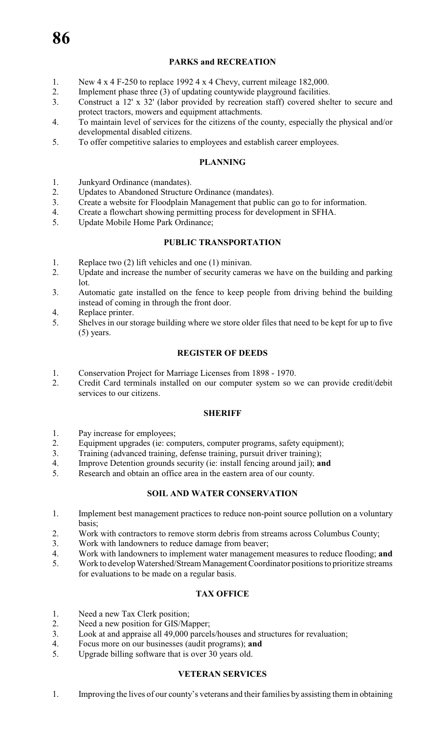## PARKS and RECREATION

1. New 4 x 4 F-250 to replace 1992 4 x 4 Chevy, current mileage 182,000.
2. Implement phase three (3) of updating countywide playground facilities.
3. Construct a 12' x 32' (labor provided by recreation staff) covered shelter to secure and protect tractors, mowers and equipment attachments.
4. To maintain level of services for the citizens of the county, especially the physical and/or developmental disabled citizens.
5. To offer competitive salaries to employees and establish career employees.

## PLANNING

1. Junkyard Ordinance (mandates).
2. Updates to Abandoned Structure Ordinance (mandates).
3. Create a website for Floodplain Management that public can go to for information.
4. Create a flowchart showing permitting process for development in SFHA.
5. Update Mobile Home Park Ordinance;

## PUBLIC TRANSPORTATION

1. Replace two (2) lift vehicles and one (1) minivan.
2. Update and increase the number of security cameras we have on the building and parking lot.
3. Automatic gate installed on the fence to keep people from driving behind the building instead of coming in through the front door.
4. Replace printer.
5. Shelves in our storage building where we store older files that need to be kept for up to five (5) years.

## REGISTER OF DEEDS

1. Conservation Project for Marriage Licenses from 1898 - 1970.
2. Credit Card terminals installed on our computer system so we can provide credit/debit services to our citizens.

## SHERIFF

1. Pay increase for employees;
2. Equipment upgrades (ie: computers, computer programs, safety equipment);
3. Training (advanced training, defense training, pursuit driver training);
4. Improve Detention grounds security (ie: install fencing around jail); **and**
5. Research and obtain an office area in the eastern area of our county.

## SOIL AND WATER CONSERVATION

1. Implement best management practices to reduce non-point source pollution on a voluntary basis;
2. Work with contractors to remove storm debris from streams across Columbus County;
3. Work with landowners to reduce damage from beaver;
4. Work with landowners to implement water management measures to reduce flooding; **and**
5. Work to develop Watershed/Stream Management Coordinator positions to prioritize streams for evaluations to be made on a regular basis.

## TAX OFFICE

1. Need a new Tax Clerk position;
2. Need a new position for GIS/Mapper;
3. Look at and appraise all 49,000 parcels/houses and structures for revaluation;
4. Focus more on our businesses (audit programs); **and**
5. Upgrade billing software that is over 30 years old.

## VETERAN SERVICES

1. Improving the lives of our county's veterans and their families by assisting them in obtaining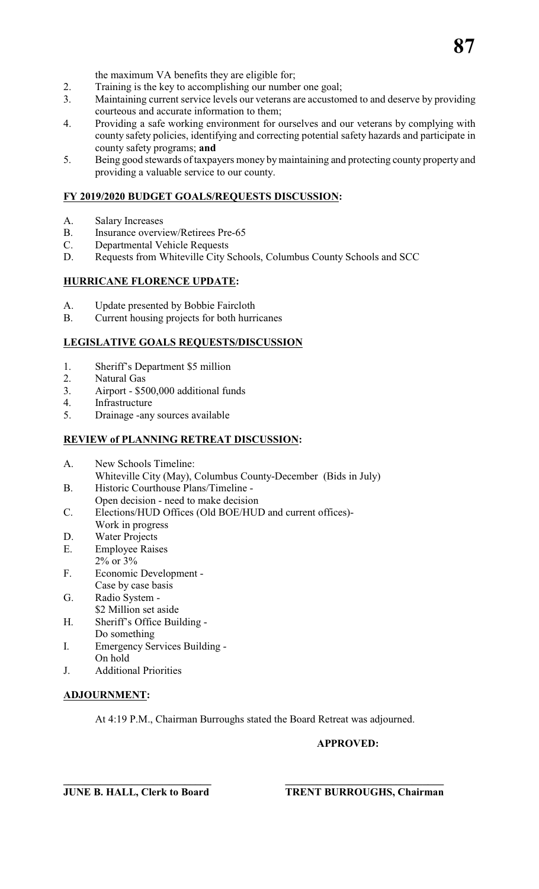the maximum VA benefits they are eligible for;

2. Training is the key to accomplishing our number one goal;
3. Maintaining current service levels our veterans are accustomed to and deserve by providing courteous and accurate information to them;
4. Providing a safe working environment for ourselves and our veterans by complying with county safety policies, identifying and correcting potential safety hazards and participate in county safety programs; **and**
5. Being good stewards of taxpayers money by maintaining and protecting county property and providing a valuable service to our county.

**FY 2019/2020 BUDGET GOALS/REQUESTS DISCUSSION:**

A. Salary Increases
B. Insurance overview/Retirees Pre-65
C. Departmental Vehicle Requests
D. Requests from Whiteville City Schools, Columbus County Schools and SCC

**HURRICANE FLORENCE UPDATE:**

A. Update presented by Bobbie Faircloth
B. Current housing projects for both hurricanes

**LEGISLATIVE GOALS REQUESTS/DISCUSSION**

1. Sheriff's Department $5 million
2. Natural Gas
3. Airport - $500,000 additional funds
4. Infrastructure
5. Drainage -any sources available

**REVIEW of PLANNING RETREAT DISCUSSION:**

A. New Schools Timeline:
   Whiteville City (May), Columbus County-December (Bids in July)
B. Historic Courthouse Plans/Timeline -
   Open decision - need to make decision
C. Elections/HUD Offices (Old BOE/HUD and current offices)-
   Work in progress
D. Water Projects
E. Employee Raises
   2% or 3%
F. Economic Development -
   Case by case basis
G. Radio System -
   $2 Million set aside
H. Sheriff's Office Building -
   Do something
I. Emergency Services Building -
   On hold
J. Additional Priorities

**ADJOURNMENT:**

At 4:19 P.M., Chairman Burroughs stated the Board Retreat was adjourned.

**APPROVED:**

**JUNE B. HALL, Clerk to Board** **TRENT BURROUGHS, Chairman**